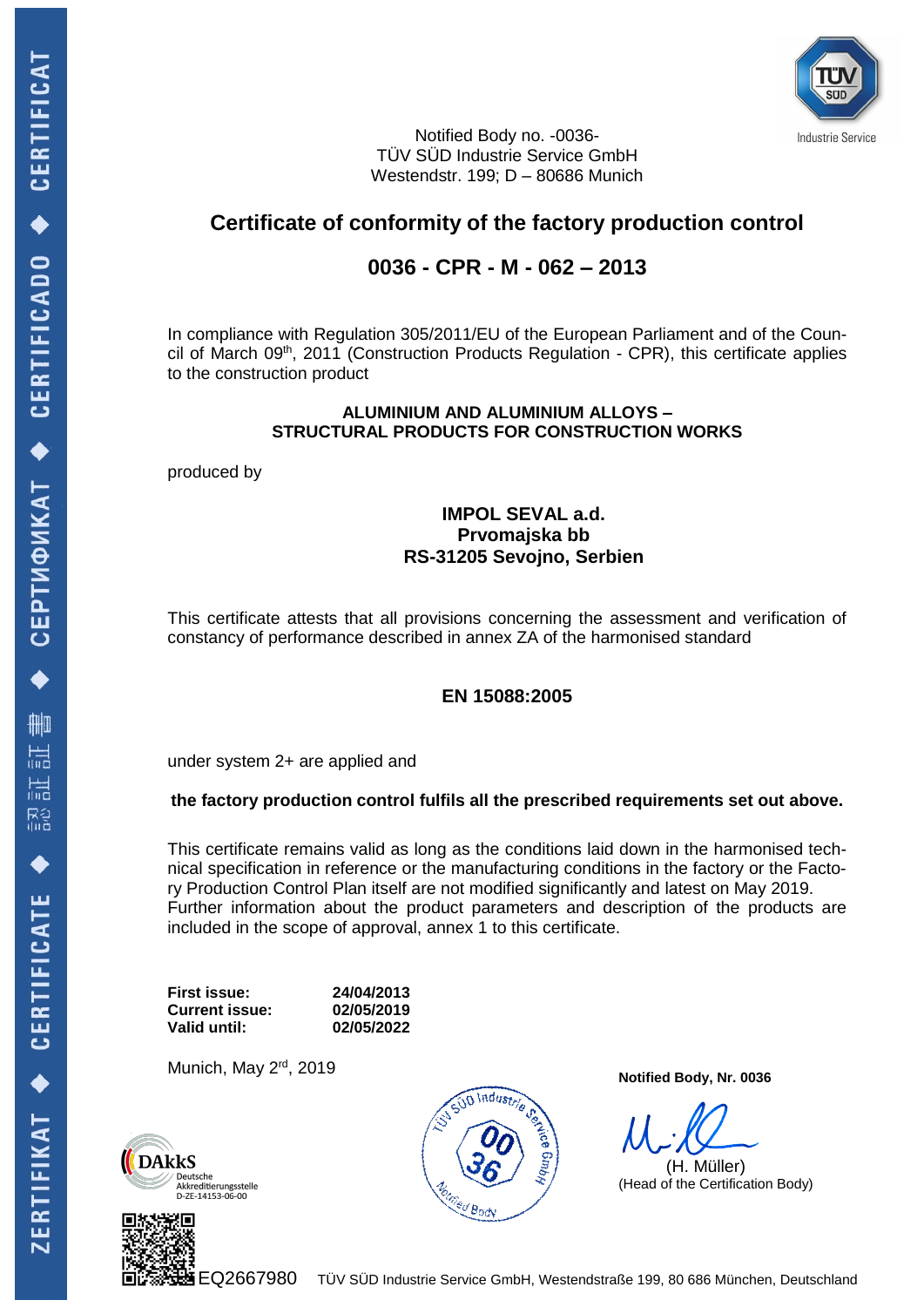Notified Body no. -0036-
TÜV SÜD Industrie Service GmbH
Westendstr. 199; D – 80686 Munich

# Certificate of conformity of the factory production control

## 0036 - CPR - M - 062 – 2013

In compliance with Regulation 305/2011/EU of the European Parliament and of the Council of March 09th, 2011 (Construction Products Regulation - CPR), this certificate applies to the construction product

**ALUMINIUM AND ALUMINIUM ALLOYS –**
**STRUCTURAL PRODUCTS FOR CONSTRUCTION WORKS**

produced by

**IMPOL SEVAL a.d.**
**Prvomajska bb**
**RS-31205 Sevojno, Serbien**

This certificate attests that all provisions concerning the assessment and verification of constancy of performance described in annex ZA of the harmonised standard

**EN 15088:2005**

under system 2+ are applied and

**the factory production control fulfils all the prescribed requirements set out above.**

This certificate remains valid as long as the conditions laid down in the harmonised technical specification in reference or the manufacturing conditions in the factory or the Factory Production Control Plan itself are not modified significantly and latest on May 2019. Further information about the product parameters and description of the products are included in the scope of approval, annex 1 to this certificate.

| | |
|---|---|
| **First issue:** | **24/04/2013** |
| **Current issue:** | **02/05/2019** |
| **Valid until:** | **02/05/2022** |

Munich, May 2rd, 2019

**Notified Body, Nr. 0036**

(H. Müller)
(Head of the Certification Body)

DAkkS Deutsche Akkreditierungsstelle D-ZE-14153-06-00

EQ2667980 TÜV SÜD Industrie Service GmbH, Westendstraße 199, 80 686 München, Deutschland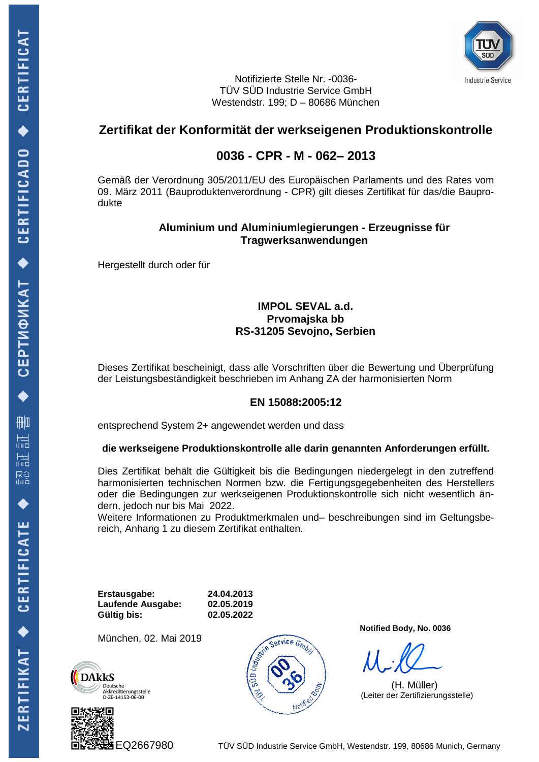Notifizierte Stelle Nr. -0036-
TÜV SÜD Industrie Service GmbH
Westendstr. 199; D – 80686 München

# Zertifikat der Konformität der werkseigenen Produktionskontrolle

## 0036 - CPR - M - 062– 2013

Gemäß der Verordnung 305/2011/EU des Europäischen Parlaments und des Rates vom 09. März 2011 (Bauproduktenverordnung - CPR) gilt dieses Zertifikat für das/die Bauprodukte

**Aluminium und Aluminiumlegierungen - Erzeugnisse für Tragwerksanwendungen**

Hergestellt durch oder für

**IMPOL SEVAL a.d.**
**Prvomajska bb**
**RS-31205 Sevojno, Serbien**

Dieses Zertifikat bescheinigt, dass alle Vorschriften über die Bewertung und Überprüfung der Leistungsbeständigkeit beschrieben im Anhang ZA der harmonisierten Norm

**EN 15088:2005:12**

entsprechend System 2+ angewendet werden und dass

**die werkseigene Produktionskontrolle alle darin genannten Anforderungen erfüllt.**

Dies Zertifikat behält die Gültigkeit bis die Bedingungen niedergelegt in den zutreffend harmonisierten technischen Normen bzw. die Fertigungsgegebenheiten des Herstellers oder die Bedingungen zur werkseigenen Produktionskontrolle sich nicht wesentlich ändern, jedoch nur bis Mai 2022.
Weitere Informationen zu Produktmerkmalen und– beschreibungen sind im Geltungsbereich, Anhang 1 zu diesem Zertifikat enthalten.

| | |
|---|---|
| **Erstausgabe:** | **24.04.2013** |
| **Laufende Ausgabe:** | **02.05.2019** |
| **Gültig bis:** | **02.05.2022** |

München, 02. Mai 2019

**Notified Body, No. 0036**

(H. Müller)
(Leiter der Zertifizierungsstelle)

DAkkS Deutsche Akkreditierungsstelle D-ZE-14153-06-00

EQ2667980

TÜV SÜD Industrie Service GmbH, Westendstr. 199, 80686 Munich, Germany